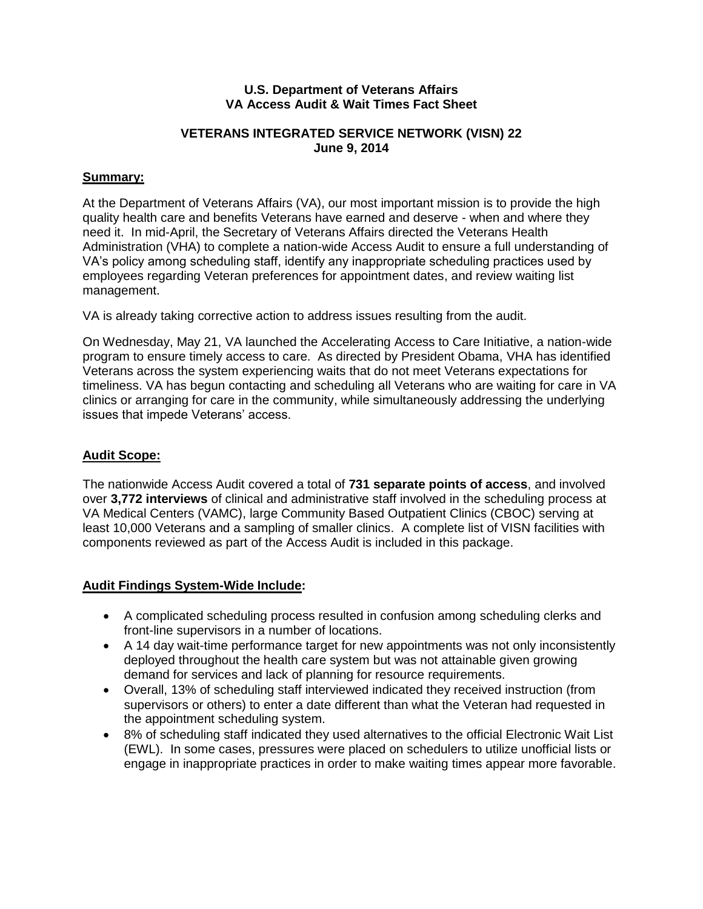**U.S. Department of Veterans Affairs**
**VA Access Audit & Wait Times Fact Sheet**

**VETERANS INTEGRATED SERVICE NETWORK (VISN) 22**
**June 9, 2014**

## Summary:

At the Department of Veterans Affairs (VA), our most important mission is to provide the high quality health care and benefits Veterans have earned and deserve - when and where they need it. In mid-April, the Secretary of Veterans Affairs directed the Veterans Health Administration (VHA) to complete a nation-wide Access Audit to ensure a full understanding of VA's policy among scheduling staff, identify any inappropriate scheduling practices used by employees regarding Veteran preferences for appointment dates, and review waiting list management.

VA is already taking corrective action to address issues resulting from the audit.

On Wednesday, May 21, VA launched the Accelerating Access to Care Initiative, a nation-wide program to ensure timely access to care. As directed by President Obama, VHA has identified Veterans across the system experiencing waits that do not meet Veterans expectations for timeliness. VA has begun contacting and scheduling all Veterans who are waiting for care in VA clinics or arranging for care in the community, while simultaneously addressing the underlying issues that impede Veterans' access.

## Audit Scope:

The nationwide Access Audit covered a total of **731 separate points of access**, and involved over **3,772 interviews** of clinical and administrative staff involved in the scheduling process at VA Medical Centers (VAMC), large Community Based Outpatient Clinics (CBOC) serving at least 10,000 Veterans and a sampling of smaller clinics. A complete list of VISN facilities with components reviewed as part of the Access Audit is included in this package.

## Audit Findings System-Wide Include:

- A complicated scheduling process resulted in confusion among scheduling clerks and front-line supervisors in a number of locations.
- A 14 day wait-time performance target for new appointments was not only inconsistently deployed throughout the health care system but was not attainable given growing demand for services and lack of planning for resource requirements.
- Overall, 13% of scheduling staff interviewed indicated they received instruction (from supervisors or others) to enter a date different than what the Veteran had requested in the appointment scheduling system.
- 8% of scheduling staff indicated they used alternatives to the official Electronic Wait List (EWL). In some cases, pressures were placed on schedulers to utilize unofficial lists or engage in inappropriate practices in order to make waiting times appear more favorable.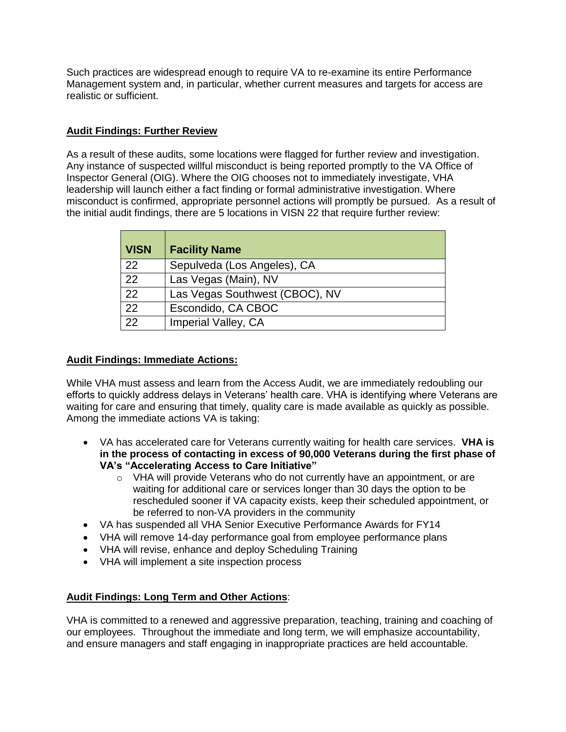Such practices are widespread enough to require VA to re-examine its entire Performance Management system and, in particular, whether current measures and targets for access are realistic or sufficient.

**Audit Findings: Further Review**

As a result of these audits, some locations were flagged for further review and investigation. Any instance of suspected willful misconduct is being reported promptly to the VA Office of Inspector General (OIG). Where the OIG chooses not to immediately investigate, VHA leadership will launch either a fact finding or formal administrative investigation. Where misconduct is confirmed, appropriate personnel actions will promptly be pursued. As a result of the initial audit findings, there are 5 locations in VISN 22 that require further review:

| VISN | Facility Name |
|---|---|
| 22 | Sepulveda (Los Angeles), CA |
| 22 | Las Vegas (Main), NV |
| 22 | Las Vegas Southwest (CBOC), NV |
| 22 | Escondido, CA CBOC |
| 22 | Imperial Valley, CA |

**Audit Findings: Immediate Actions:**

While VHA must assess and learn from the Access Audit, we are immediately redoubling our efforts to quickly address delays in Veterans' health care. VHA is identifying where Veterans are waiting for care and ensuring that timely, quality care is made available as quickly as possible. Among the immediate actions VA is taking:

- VA has accelerated care for Veterans currently waiting for health care services. **VHA is in the process of contacting in excess of 90,000 Veterans during the first phase of VA's "Accelerating Access to Care Initiative"**
  - VHA will provide Veterans who do not currently have an appointment, or are waiting for additional care or services longer than 30 days the option to be rescheduled sooner if VA capacity exists, keep their scheduled appointment, or be referred to non-VA providers in the community
- VA has suspended all VHA Senior Executive Performance Awards for FY14
- VHA will remove 14-day performance goal from employee performance plans
- VHA will revise, enhance and deploy Scheduling Training
- VHA will implement a site inspection process

**Audit Findings: Long Term and Other Actions**:

VHA is committed to a renewed and aggressive preparation, teaching, training and coaching of our employees. Throughout the immediate and long term, we will emphasize accountability, and ensure managers and staff engaging in inappropriate practices are held accountable.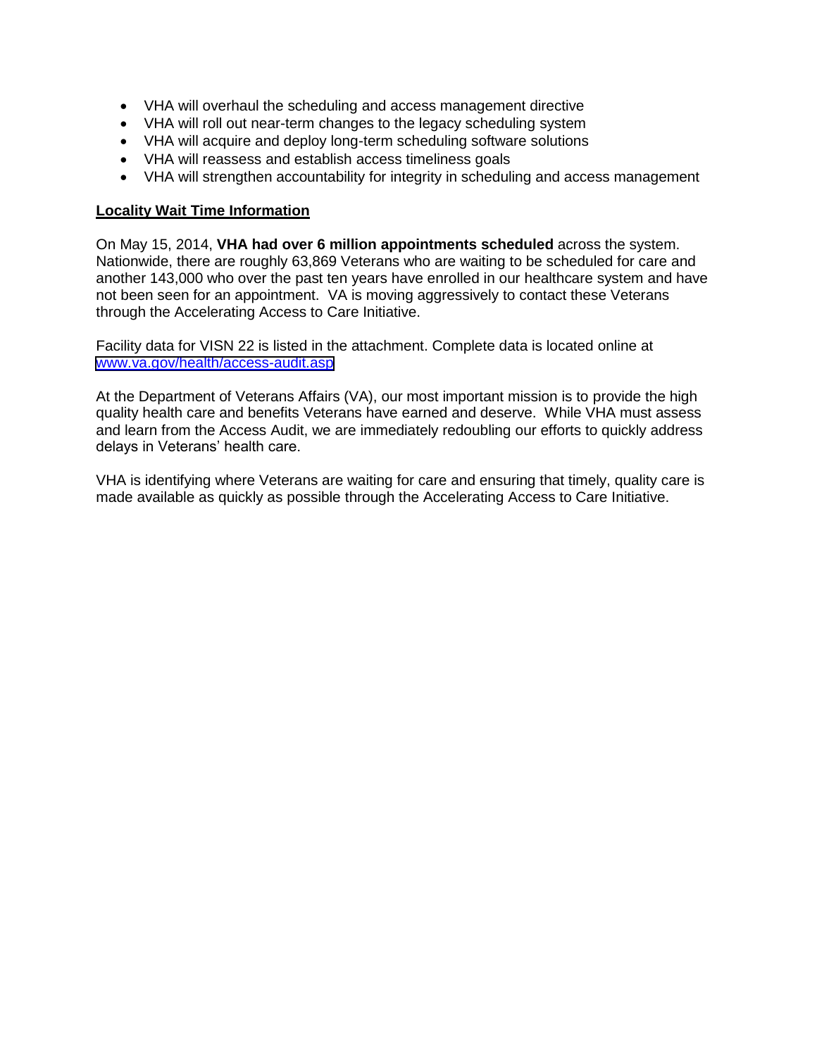- VHA will overhaul the scheduling and access management directive
- VHA will roll out near-term changes to the legacy scheduling system
- VHA will acquire and deploy long-term scheduling software solutions
- VHA will reassess and establish access timeliness goals
- VHA will strengthen accountability for integrity in scheduling and access management

**Locality Wait Time Information**

On May 15, 2014, **VHA had over 6 million appointments scheduled** across the system. Nationwide, there are roughly 63,869 Veterans who are waiting to be scheduled for care and another 143,000 who over the past ten years have enrolled in our healthcare system and have not been seen for an appointment. VA is moving aggressively to contact these Veterans through the Accelerating Access to Care Initiative.

Facility data for VISN 22 is listed in the attachment. Complete data is located online at www.va.gov/health/access-audit.asp

At the Department of Veterans Affairs (VA), our most important mission is to provide the high quality health care and benefits Veterans have earned and deserve. While VHA must assess and learn from the Access Audit, we are immediately redoubling our efforts to quickly address delays in Veterans' health care.

VHA is identifying where Veterans are waiting for care and ensuring that timely, quality care is made available as quickly as possible through the Accelerating Access to Care Initiative.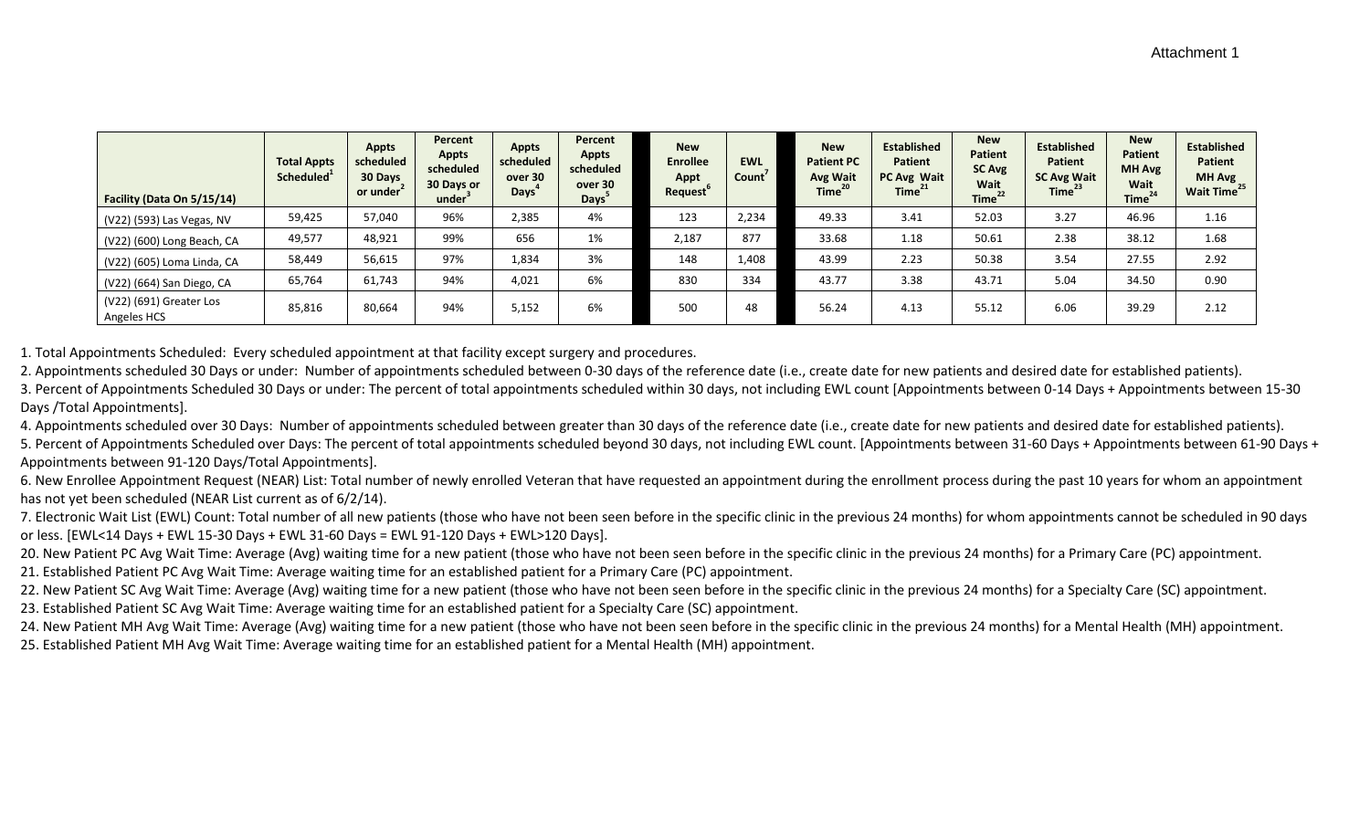Attachment 1

| Facility (Data On 5/15/14) | Total Appts Scheduled[1] | Appts scheduled 30 Days or under[2] | Percent Appts scheduled 30 Days or under[3] | Appts scheduled over 30 Days[4] | Percent Appts scheduled over 30 Days[5] | New Enrollee Appt Request[6] | EWL Count[7] | New Patient PC Avg Wait Time[20] | Established Patient PC Avg Wait Time[21] | New Patient SC Avg Wait Time[22] | Established Patient SC Avg Wait Time[23] | New Patient MH Avg Wait Time[24] | Established Patient MH Avg Wait Time[25] |
|---|---|---|---|---|---|---|---|---|---|---|---|---|---|
| (V22) (593) Las Vegas, NV | 59,425 | 57,040 | 96% | 2,385 | 4% | 123 | 2,234 | 49.33 | 3.41 | 52.03 | 3.27 | 46.96 | 1.16 |
| (V22) (600) Long Beach, CA | 49,577 | 48,921 | 99% | 656 | 1% | 2,187 | 877 | 33.68 | 1.18 | 50.61 | 2.38 | 38.12 | 1.68 |
| (V22) (605) Loma Linda, CA | 58,449 | 56,615 | 97% | 1,834 | 3% | 148 | 1,408 | 43.99 | 2.23 | 50.38 | 3.54 | 27.55 | 2.92 |
| (V22) (664) San Diego, CA | 65,764 | 61,743 | 94% | 4,021 | 6% | 830 | 334 | 43.77 | 3.38 | 43.71 | 5.04 | 34.50 | 0.90 |
| (V22) (691) Greater Los Angeles HCS | 85,816 | 80,664 | 94% | 5,152 | 6% | 500 | 48 | 56.24 | 4.13 | 55.12 | 6.06 | 39.29 | 2.12 |

1. Total Appointments Scheduled: Every scheduled appointment at that facility except surgery and procedures.
2. Appointments scheduled 30 Days or under: Number of appointments scheduled between 0-30 days of the reference date (i.e., create date for new patients and desired date for established patients).
3. Percent of Appointments Scheduled 30 Days or under: The percent of total appointments scheduled within 30 days, not including EWL count [Appointments between 0-14 Days + Appointments between 15-30 Days /Total Appointments].
4. Appointments scheduled over 30 Days: Number of appointments scheduled between greater than 30 days of the reference date (i.e., create date for new patients and desired date for established patients).
5. Percent of Appointments Scheduled over Days: The percent of total appointments scheduled beyond 30 days, not including EWL count. [Appointments between 31-60 Days + Appointments between 61-90 Days + Appointments between 91-120 Days/Total Appointments].
6. New Enrollee Appointment Request (NEAR) List: Total number of newly enrolled Veteran that have requested an appointment during the enrollment process during the past 10 years for whom an appointment has not yet been scheduled (NEAR List current as of 6/2/14).
7. Electronic Wait List (EWL) Count: Total number of all new patients (those who have not been seen before in the specific clinic in the previous 24 months) for whom appointments cannot be scheduled in 90 days or less. [EWL<14 Days + EWL 15-30 Days + EWL 31-60 Days = EWL 91-120 Days + EWL>120 Days].
20. New Patient PC Avg Wait Time: Average (Avg) waiting time for a new patient (those who have not been seen before in the specific clinic in the previous 24 months) for a Primary Care (PC) appointment.
21. Established Patient PC Avg Wait Time: Average waiting time for an established patient for a Primary Care (PC) appointment.
22. New Patient SC Avg Wait Time: Average (Avg) waiting time for a new patient (those who have not been seen before in the specific clinic in the previous 24 months) for a Specialty Care (SC) appointment.
23. Established Patient SC Avg Wait Time: Average waiting time for an established patient for a Specialty Care (SC) appointment.
24. New Patient MH Avg Wait Time: Average (Avg) waiting time for a new patient (those who have not been seen before in the specific clinic in the previous 24 months) for a Mental Health (MH) appointment.
25. Established Patient MH Avg Wait Time: Average waiting time for an established patient for a Mental Health (MH) appointment.